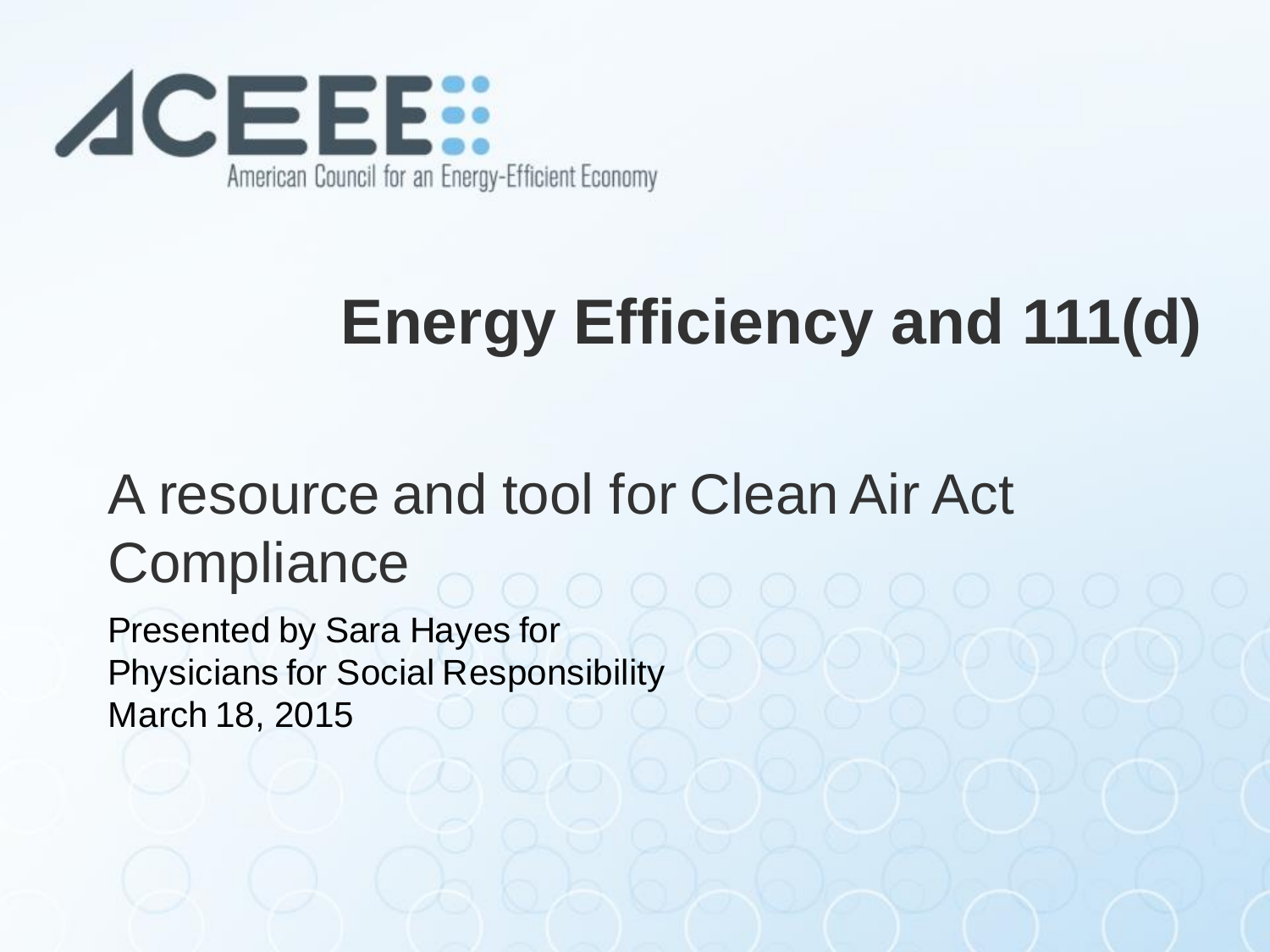ACEEE

American Council for an Energy-Efficient Economy

# Energy Efficiency and 111(d)

## A resource and tool for Clean Air Act Compliance

Presented by Sara Hayes for
Physicians for Social Responsibility
March 18, 2015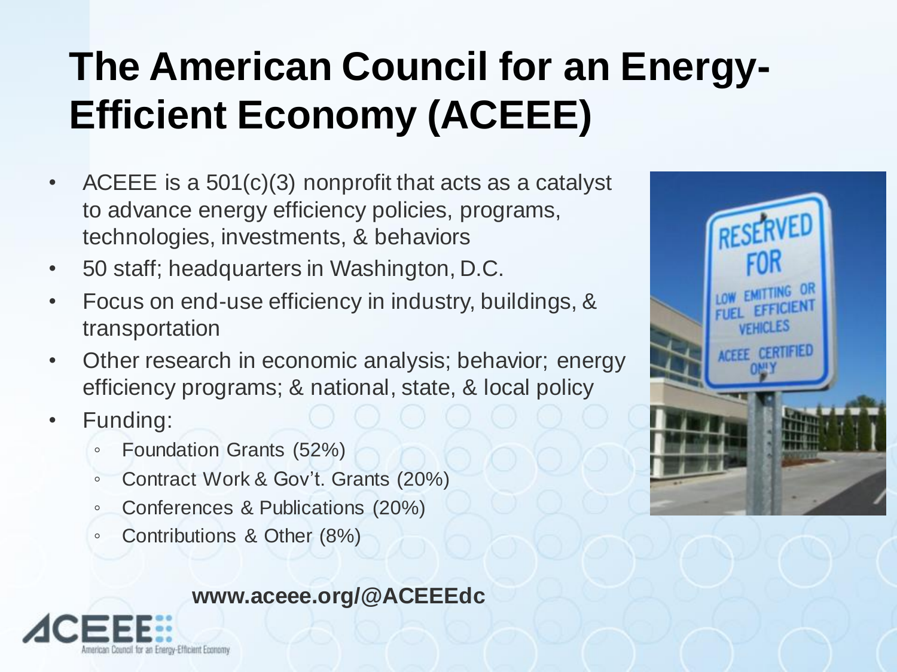# The American Council for an Energy-Efficient Economy (ACEEE)

- ACEEE is a 501(c)(3) nonprofit that acts as a catalyst to advance energy efficiency policies, programs, technologies, investments, & behaviors
- 50 staff; headquarters in Washington, D.C.
- Focus on end-use efficiency in industry, buildings, & transportation
- Other research in economic analysis; behavior; energy efficiency programs; & national, state, & local policy
- Funding:
  - Foundation Grants (52%)
  - Contract Work & Gov't. Grants (20%)
  - Conferences & Publications (20%)
  - Contributions & Other (8%)

**www.aceee.org/@ACEEEdc**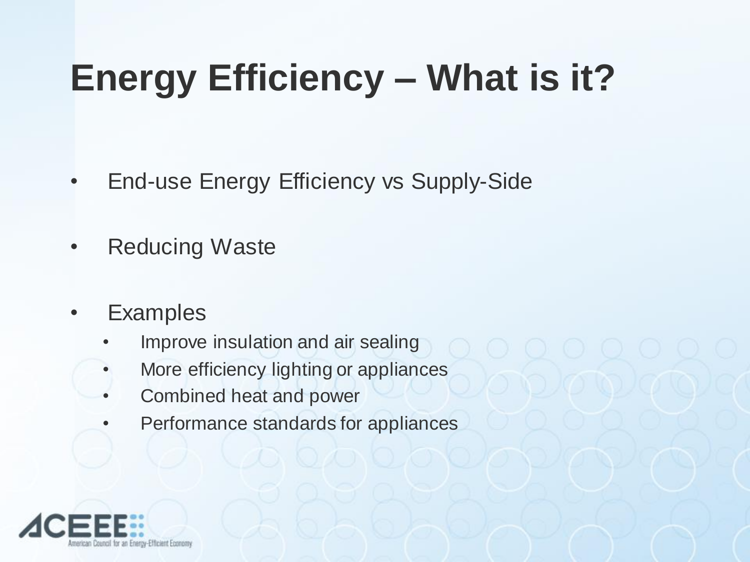# Energy Efficiency – What is it?

- End-use Energy Efficiency vs Supply-Side
- Reducing Waste
- Examples
  - Improve insulation and air sealing
  - More efficiency lighting or appliances
  - Combined heat and power
  - Performance standards for appliances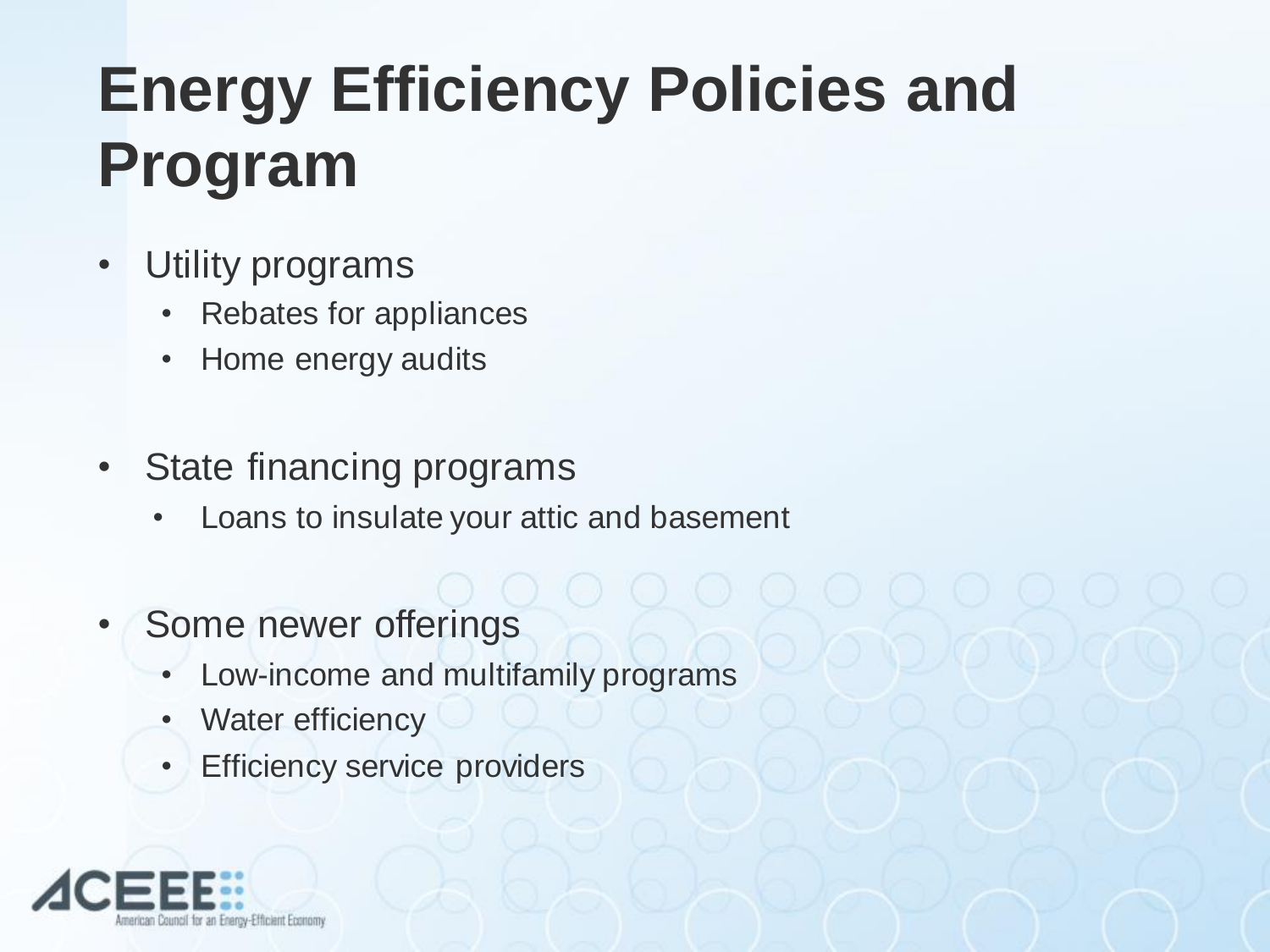# Energy Efficiency Policies and Program

- Utility programs
  - Rebates for appliances
  - Home energy audits
- State financing programs
  - Loans to insulate your attic and basement
- Some newer offerings
  - Low-income and multifamily programs
  - Water efficiency
  - Efficiency service providers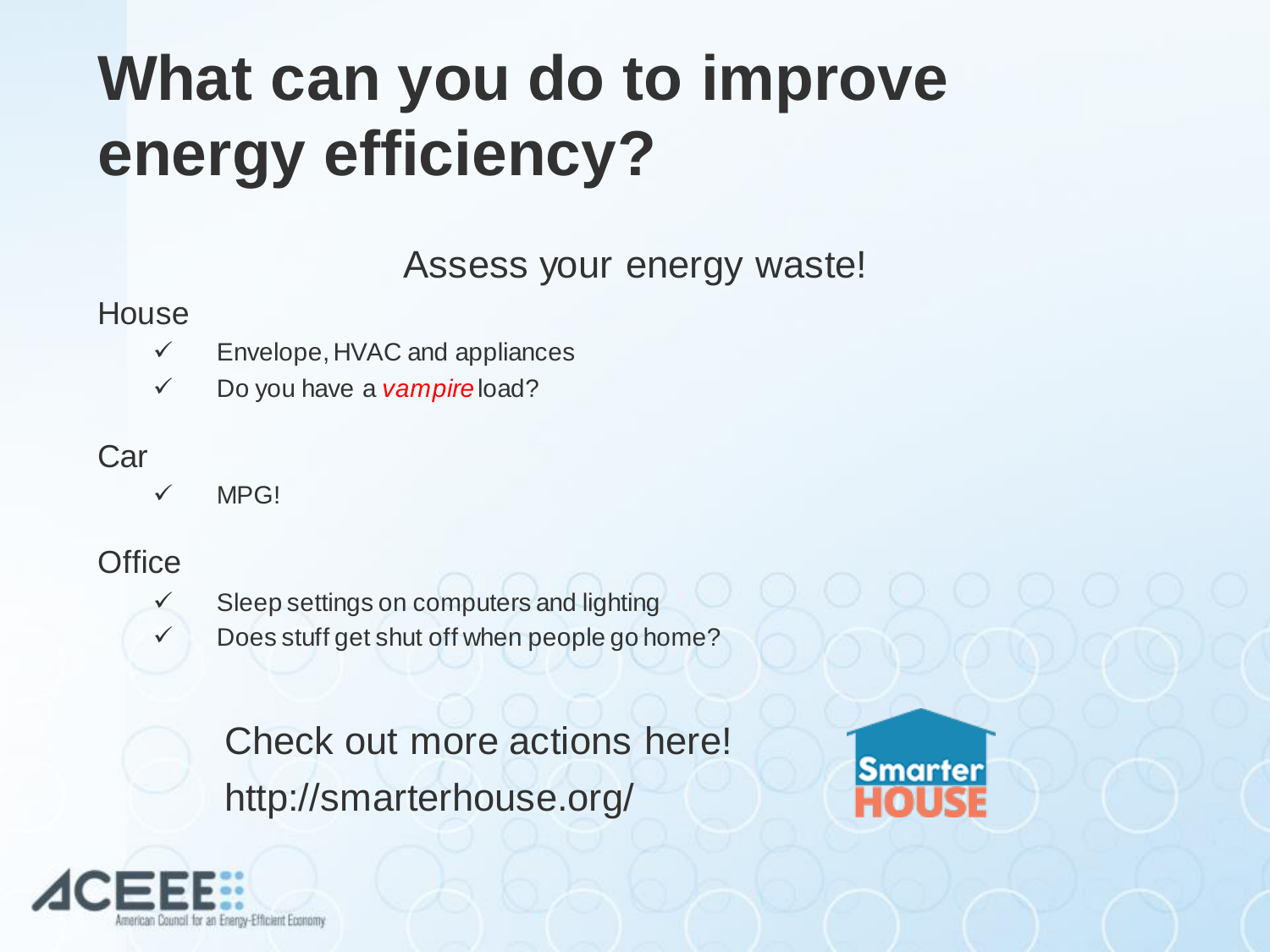# What can you do to improve energy efficiency?

Assess your energy waste!

House

- ✓ Envelope, HVAC and appliances
- ✓ Do you have a *vampire* load?

Car

- ✓ MPG!

Office

- ✓ Sleep settings on computers and lighting
- ✓ Does stuff get shut off when people go home?

Check out more actions here!
http://smarterhouse.org/

Smarter HOUSE

ACEEE American Council for an Energy-Efficient Economy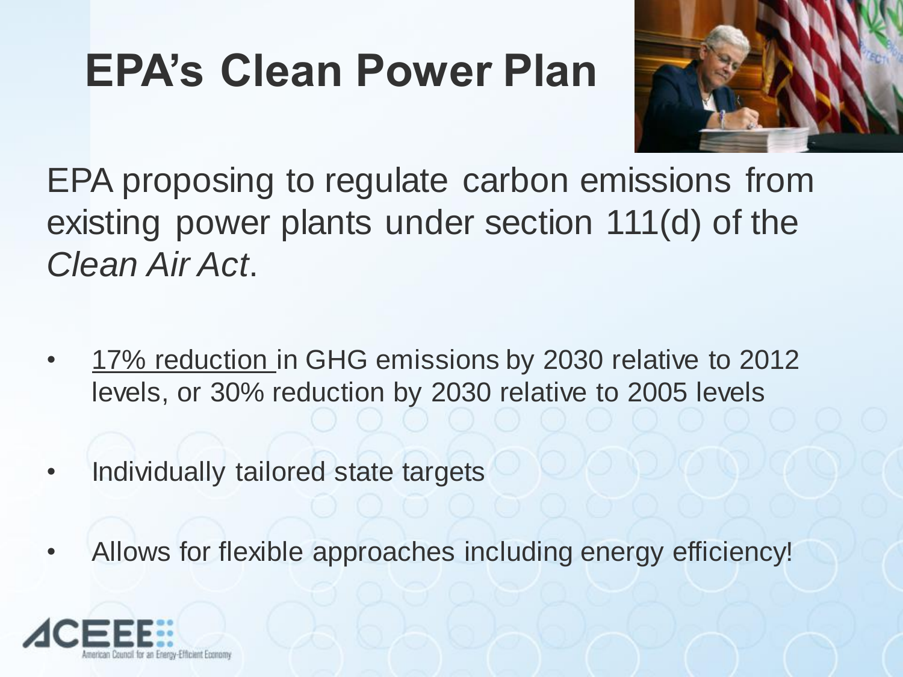# EPA's Clean Power Plan

EPA proposing to regulate carbon emissions from existing power plants under section 111(d) of the *Clean Air Act*.

- 17% reduction in GHG emissions by 2030 relative to 2012 levels, or 30% reduction by 2030 relative to 2005 levels
- Individually tailored state targets
- Allows for flexible approaches including energy efficiency!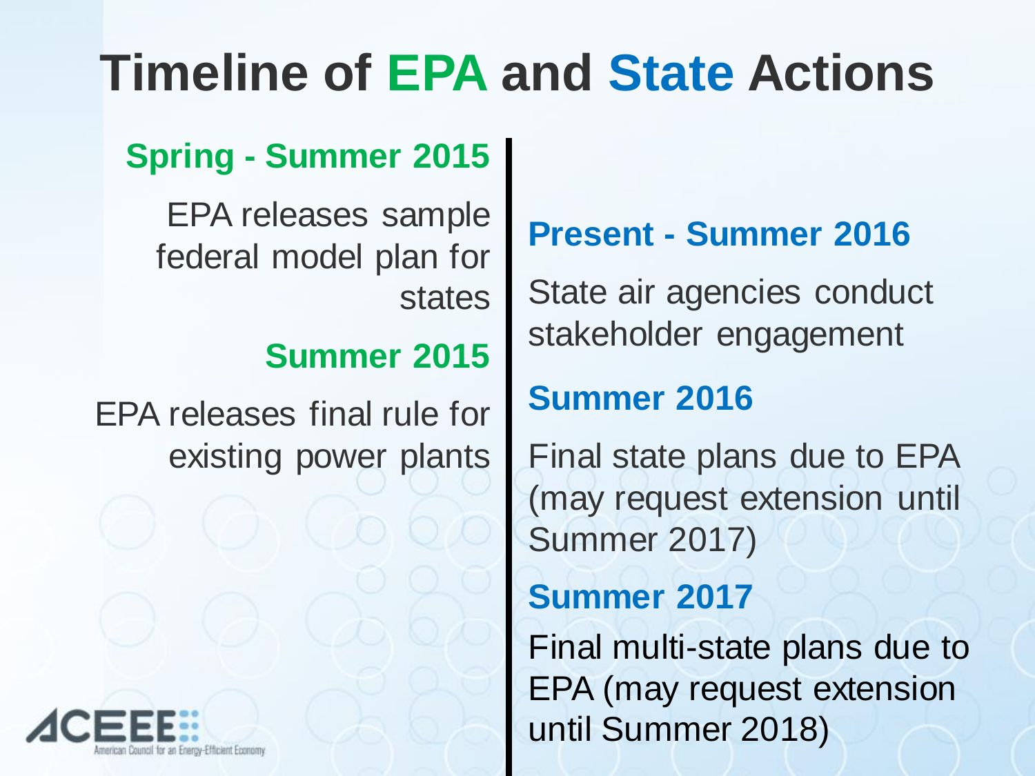# Timeline of EPA and State Actions

**Spring - Summer 2015**

EPA releases sample federal model plan for states

**Summer 2015**

EPA releases final rule for existing power plants

**Present - Summer 2016**

State air agencies conduct stakeholder engagement

**Summer 2016**

Final state plans due to EPA (may request extension until Summer 2017)

**Summer 2017**

Final multi-state plans due to EPA (may request extension until Summer 2018)

ACEEE American Council for an Energy-Efficient Economy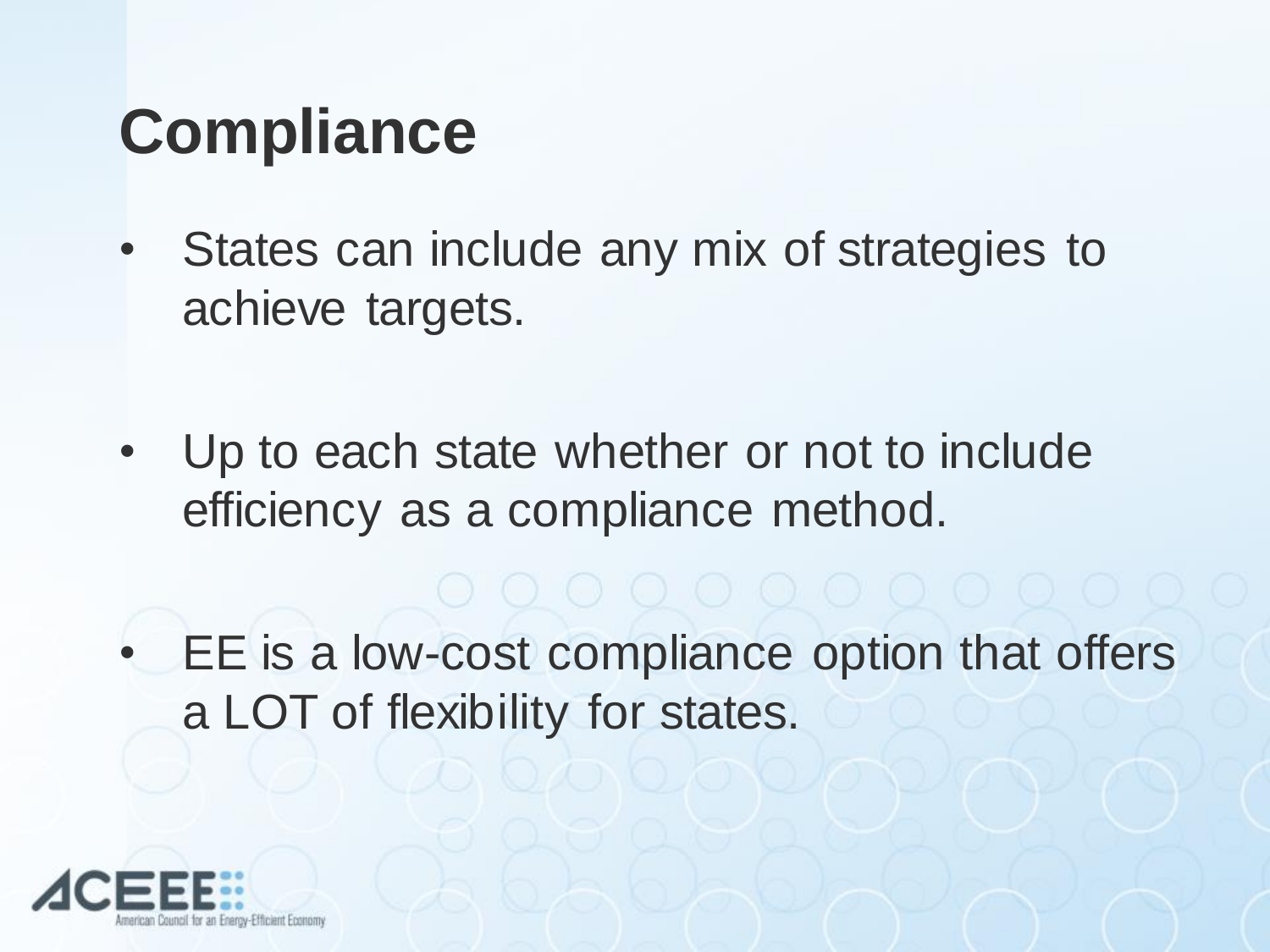# Compliance

- States can include any mix of strategies to achieve targets.
- Up to each state whether or not to include efficiency as a compliance method.
- EE is a low-cost compliance option that offers a LOT of flexibility for states.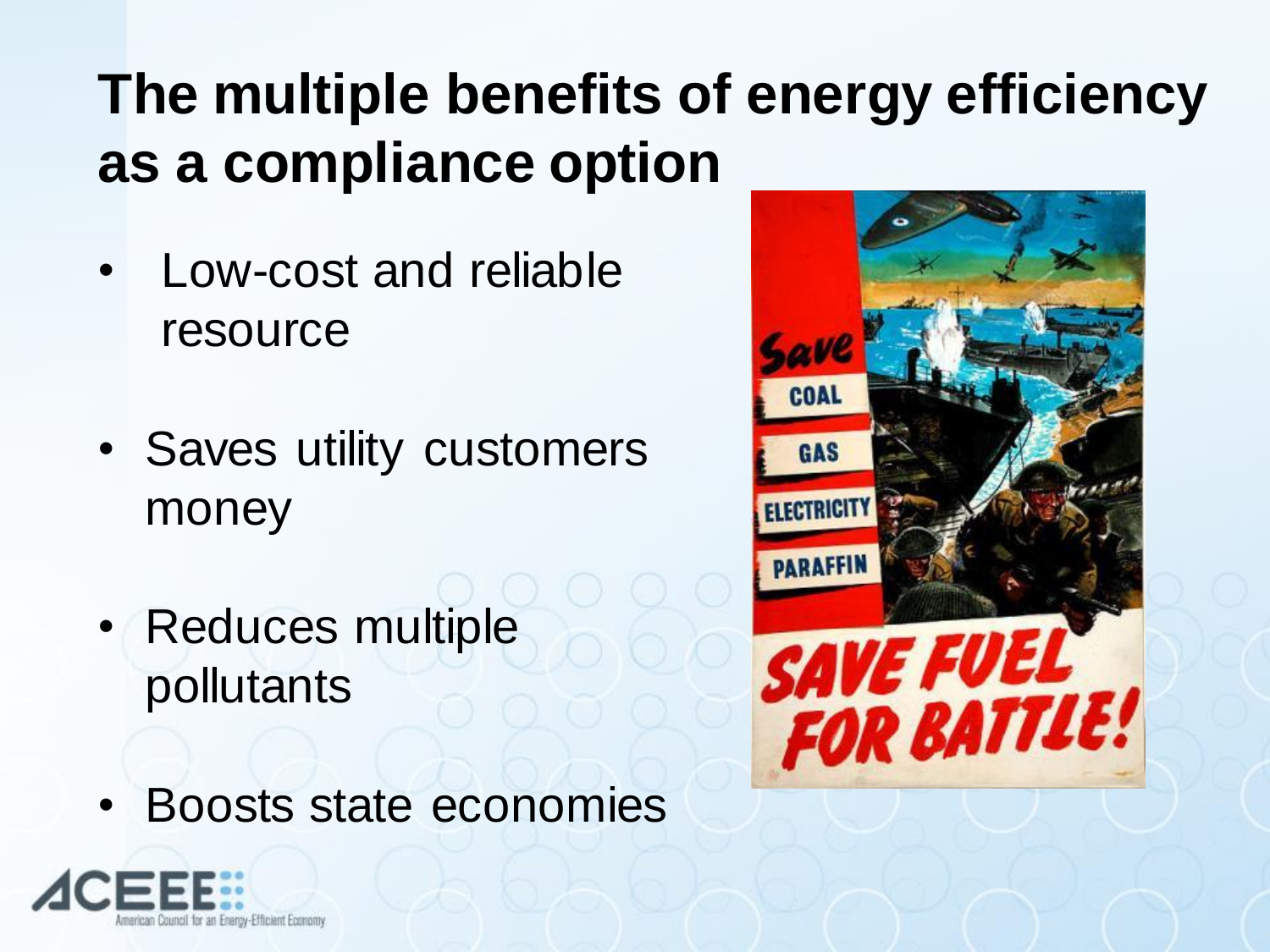# The multiple benefits of energy efficiency as a compliance option

- Low-cost and reliable resource
- Saves utility customers money
- Reduces multiple pollutants
- Boosts state economies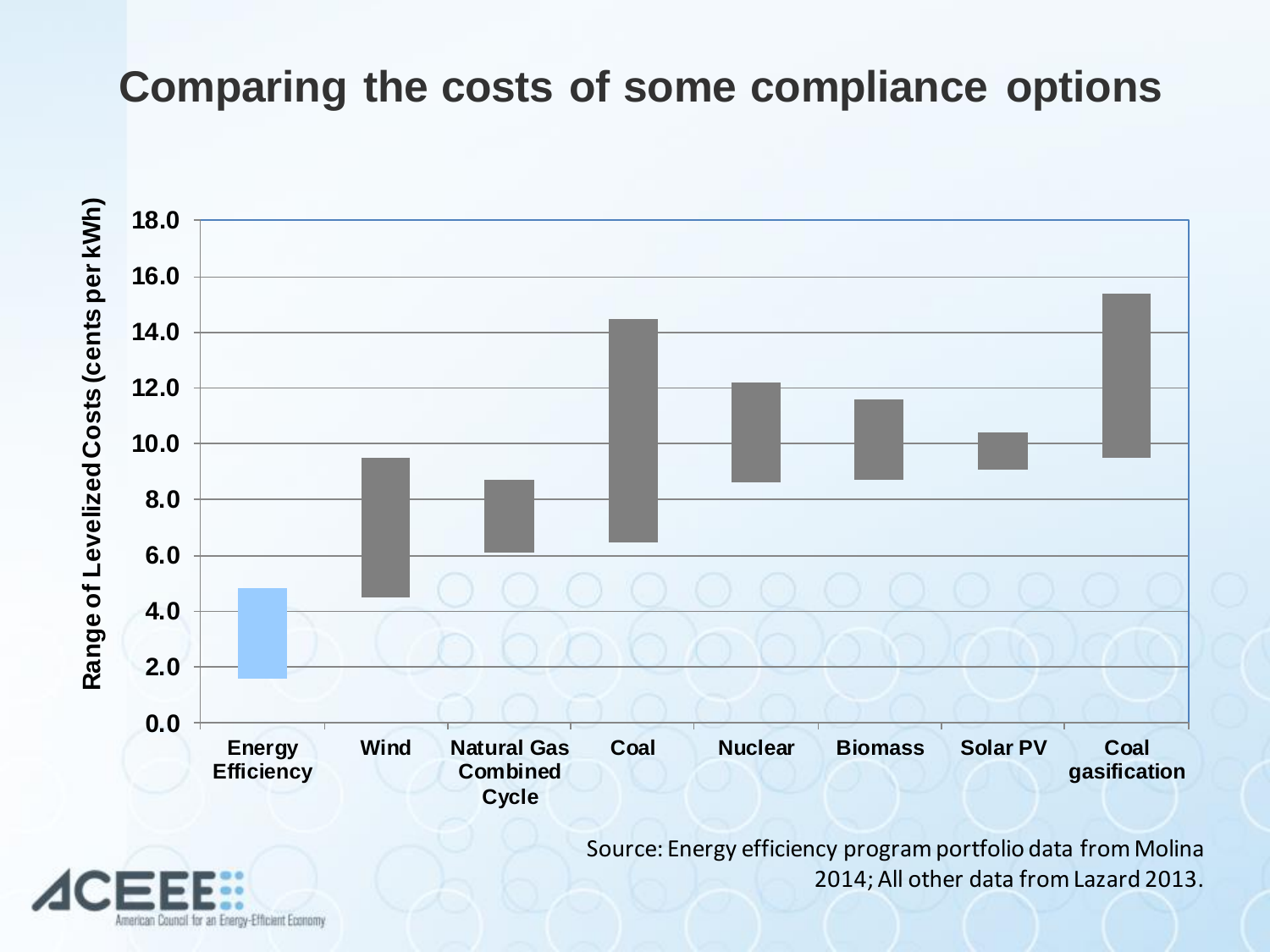# Comparing the costs of some compliance options

Range of Levelized Costs (cents per kWh)

18.0
16.0
14.0
12.0
10.0
8.0
6.0
4.0
2.0
0.0

Energy Efficiency | Wind | Natural Gas Combined Cycle | Coal | Nuclear | Biomass | Solar PV | Coal gasification

Source: Energy efficiency program portfolio data from Molina 2014; All other data from Lazard 2013.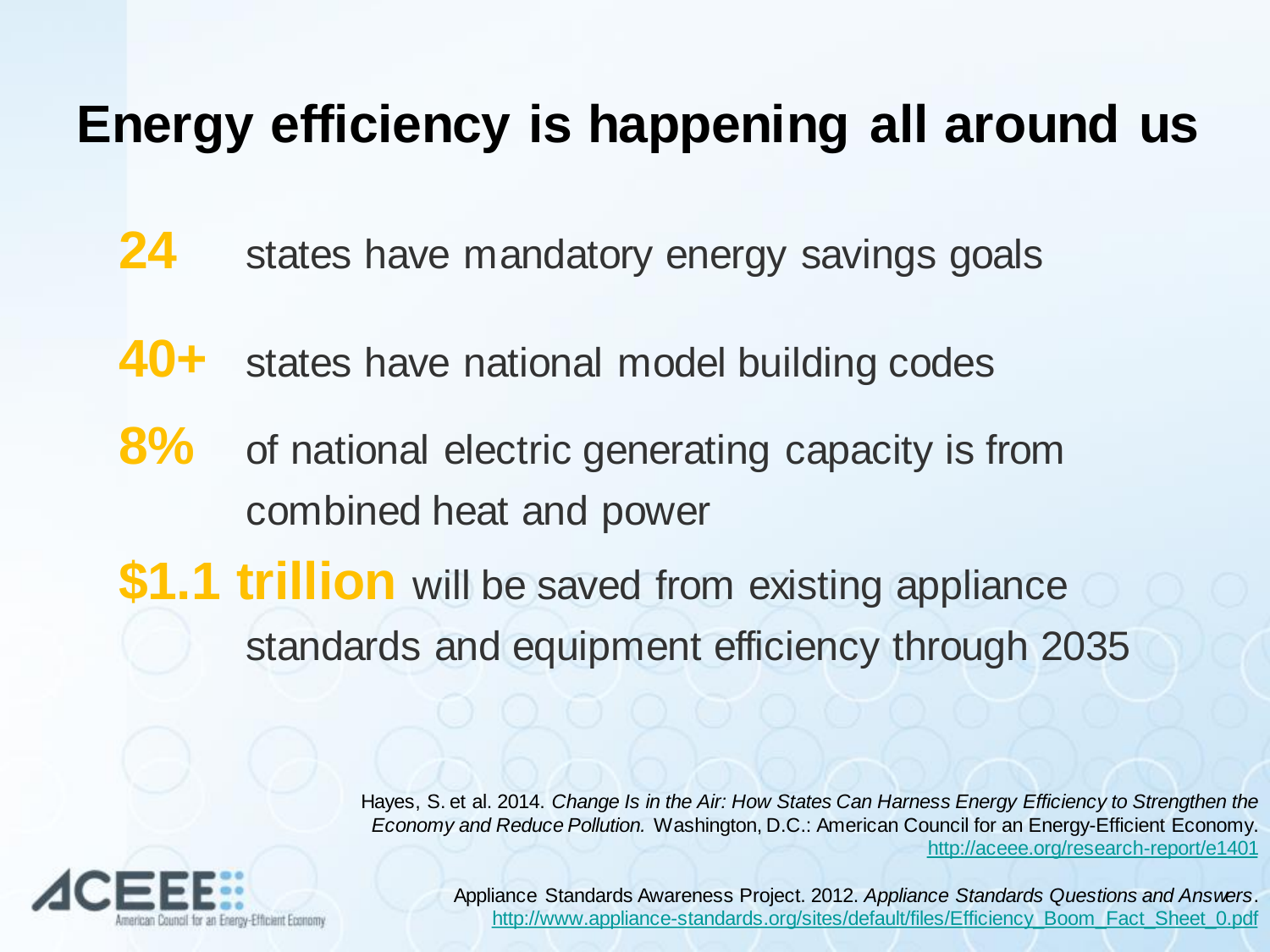# Energy efficiency is happening all around us

- **24** states have mandatory energy savings goals
- **40+** states have national model building codes
- **8%** of national electric generating capacity is from combined heat and power
- **$1.1 trillion** will be saved from existing appliance standards and equipment efficiency through 2035

Hayes, S. et al. 2014. *Change Is in the Air: How States Can Harness Energy Efficiency to Strengthen the Economy and Reduce Pollution.* Washington, D.C.: American Council for an Energy-Efficient Economy. http://aceee.org/research-report/e1401

Appliance Standards Awareness Project. 2012. *Appliance Standards Questions and Answers*. http://www.appliance-standards.org/sites/default/files/Efficiency_Boom_Fact_Sheet_0.pdf

ACEEE American Council for an Energy-Efficient Economy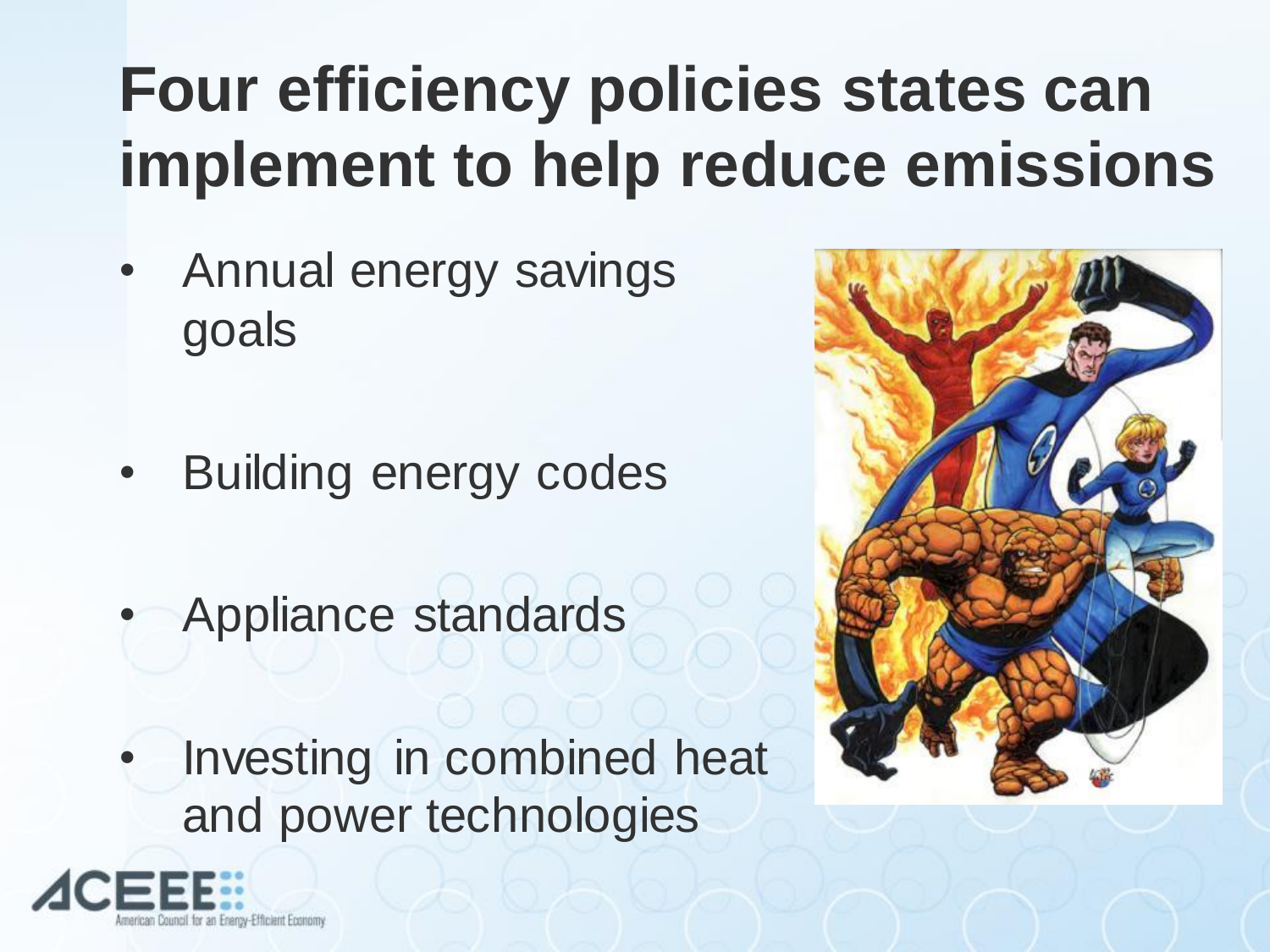# Four efficiency policies states can implement to help reduce emissions

- Annual energy savings goals
- Building energy codes
- Appliance standards
- Investing in combined heat and power technologies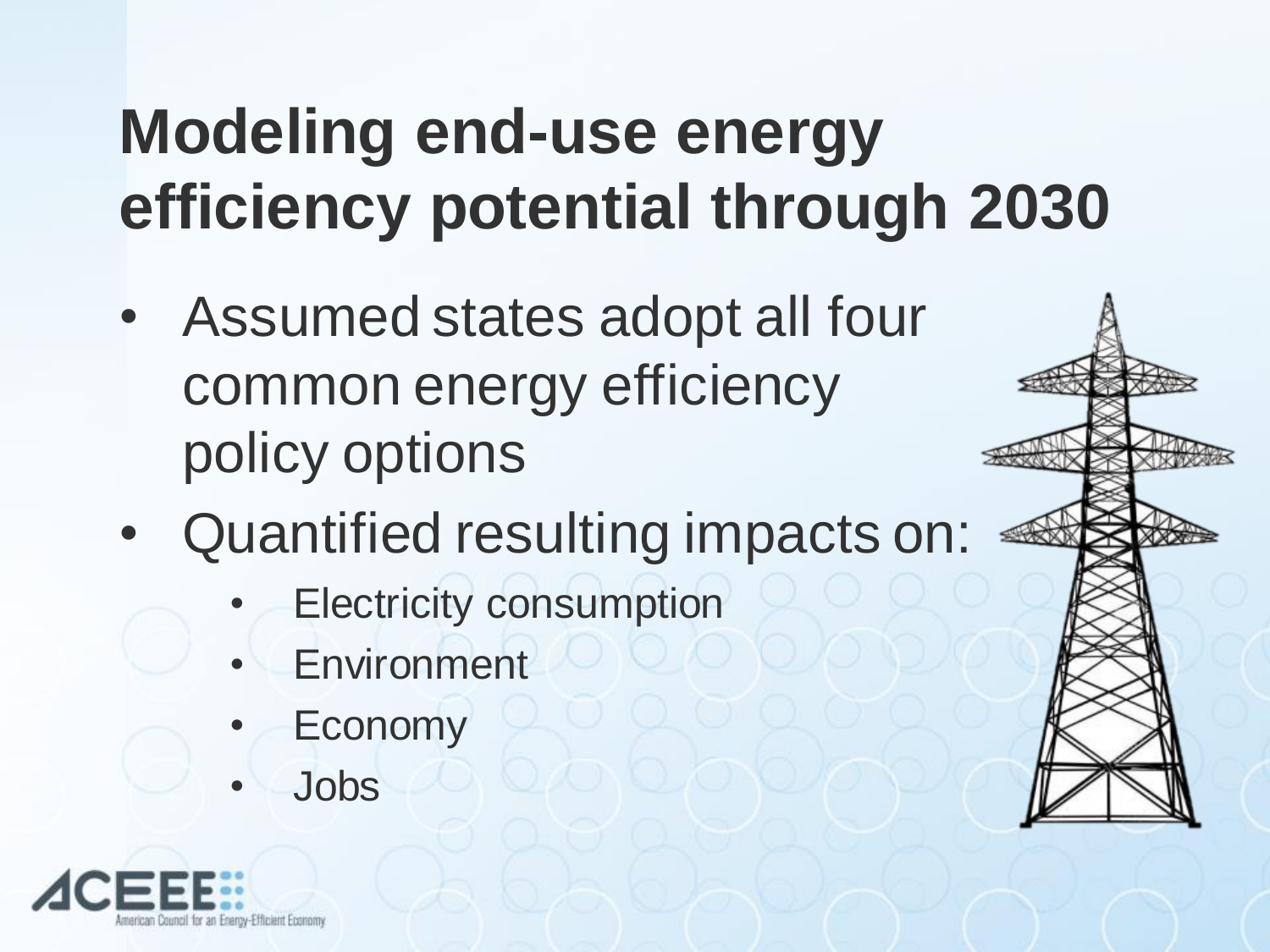# Modeling end-use energy efficiency potential through 2030

- Assumed states adopt all four common energy efficiency policy options
- Quantified resulting impacts on:
  - Electricity consumption
  - Environment
  - Economy
  - Jobs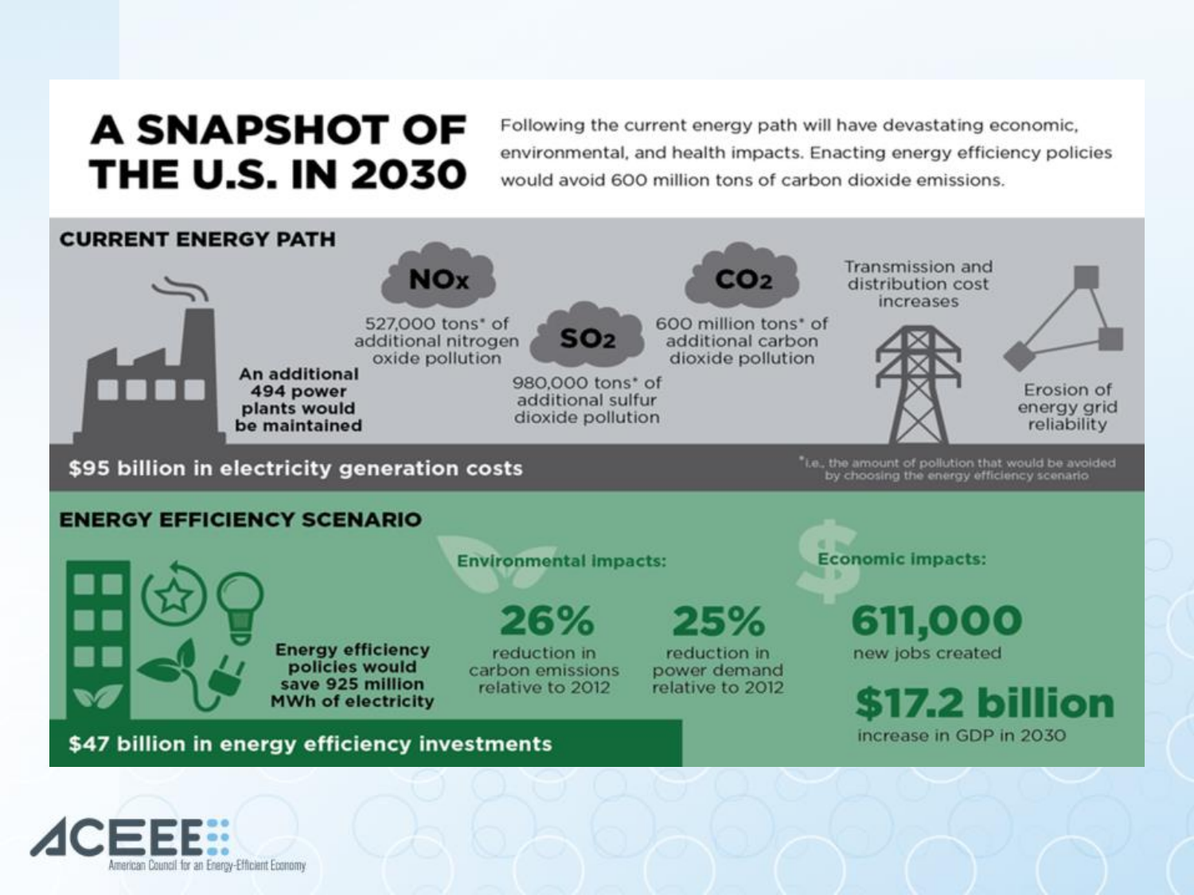# A SNAPSHOT OF THE U.S. IN 2030

Following the current energy path will have devastating economic, environmental, and health impacts. Enacting energy efficiency policies would avoid 600 million tons of carbon dioxide emissions.

## CURRENT ENERGY PATH

**An additional 494 power plants would be maintained**

$NO_x$: 527,000 tons* of additional nitrogen oxide pollution

$SO_2$: 980,000 tons* of additional sulfur dioxide pollution

$CO_2$: 600 million tons* of additional carbon dioxide pollution

Transmission and distribution cost increases

Erosion of energy grid reliability

**$95 billion in electricity generation costs**

*i.e., the amount of pollution that would be avoided by choosing the energy efficiency scenario

## ENERGY EFFICIENCY SCENARIO

**Energy efficiency policies would save 925 million MWh of electricity**

**Environmental impacts:**

- **26%** reduction in carbon emissions relative to 2012
- **25%** reduction in power demand relative to 2012

**Economic impacts:**

- **611,000** new jobs created
- **$17.2 billion** increase in GDP in 2030

**$47 billion in energy efficiency investments**

ACEEE — American Council for an Energy-Efficient Economy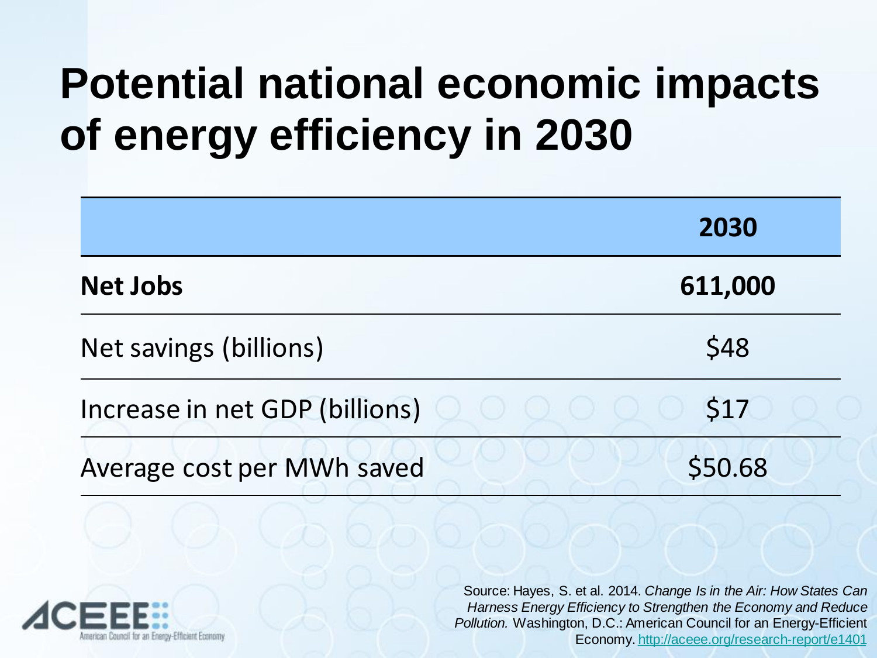# Potential national economic impacts of energy efficiency in 2030

| | 2030 |
|---|---|
| **Net Jobs** | **611,000** |
| Net savings (billions) | $48 |
| Increase in net GDP (billions) | $17 |
| Average cost per MWh saved | $50.68 |

Source: Hayes, S. et al. 2014. *Change Is in the Air: How States Can Harness Energy Efficiency to Strengthen the Economy and Reduce Pollution.* Washington, D.C.: American Council for an Energy-Efficient Economy. http://aceee.org/research-report/e1401

ACEEE American Council for an Energy-Efficient Economy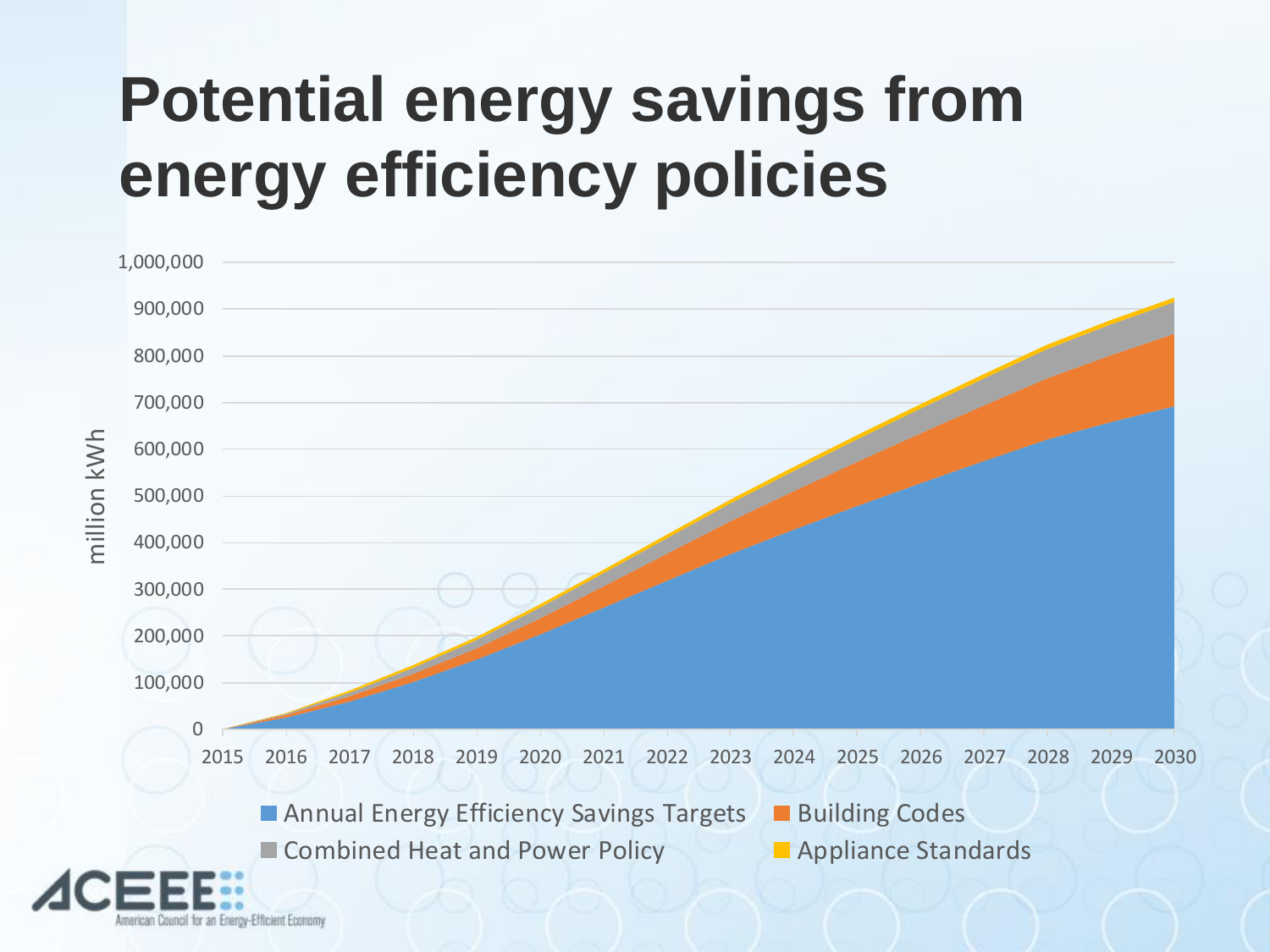# Potential energy savings from energy efficiency policies

million kWh

1,000,000
900,000
800,000
700,000
600,000
500,000
400,000
300,000
200,000
100,000
0

2015 2016 2017 2018 2019 2020 2021 2022 2023 2024 2025 2026 2027 2028 2029 2030

- Annual Energy Efficiency Savings Targets
- Building Codes
- Combined Heat and Power Policy
- Appliance Standards

ACEEE — American Council for an Energy-Efficient Economy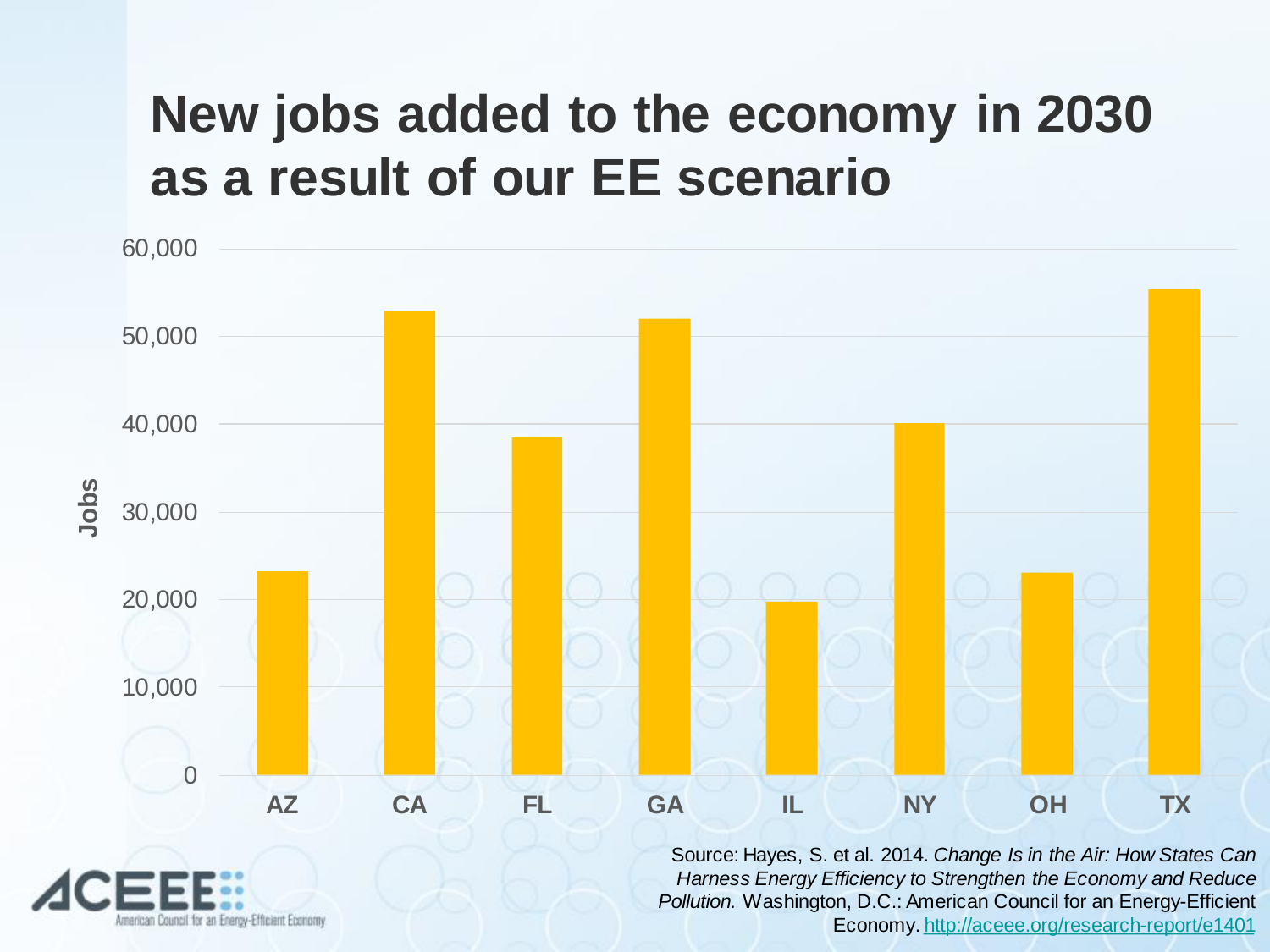# New jobs added to the economy in 2030 as a result of our EE scenario

| State | Jobs |
|---|---|
| AZ | ~23,000 |
| CA | ~53,000 |
| FL | ~38,500 |
| GA | ~52,000 |
| IL | ~19,500 |
| NY | ~40,000 |
| OH | ~23,000 |
| TX | ~55,500 |

Source: Hayes, S. et al. 2014. *Change Is in the Air: How States Can Harness Energy Efficiency to Strengthen the Economy and Reduce Pollution.* Washington, D.C.: American Council for an Energy-Efficient Economy. http://aceee.org/research-report/e1401

ACEEE — American Council for an Energy-Efficient Economy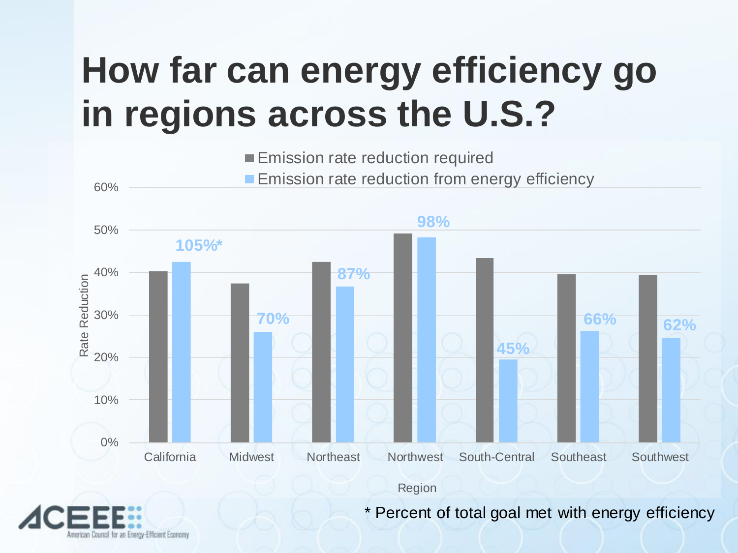# How far can energy efficiency go in regions across the U.S.?

| Region | Emission rate reduction required | Emission rate reduction from energy efficiency | Percent of total goal met with energy efficiency* |
|---|---|---|---|
| California | ~40% | ~42% | 105% |
| Midwest | ~37% | ~26% | 70% |
| Northeast | ~42% | ~37% | 87% |
| Northwest | ~49% | ~48% | 98% |
| South-Central | ~43% | ~19% | 45% |
| Southeast | ~40% | ~26% | 66% |
| Southwest | ~39% | ~25% | 62% |

\* Percent of total goal met with energy efficiency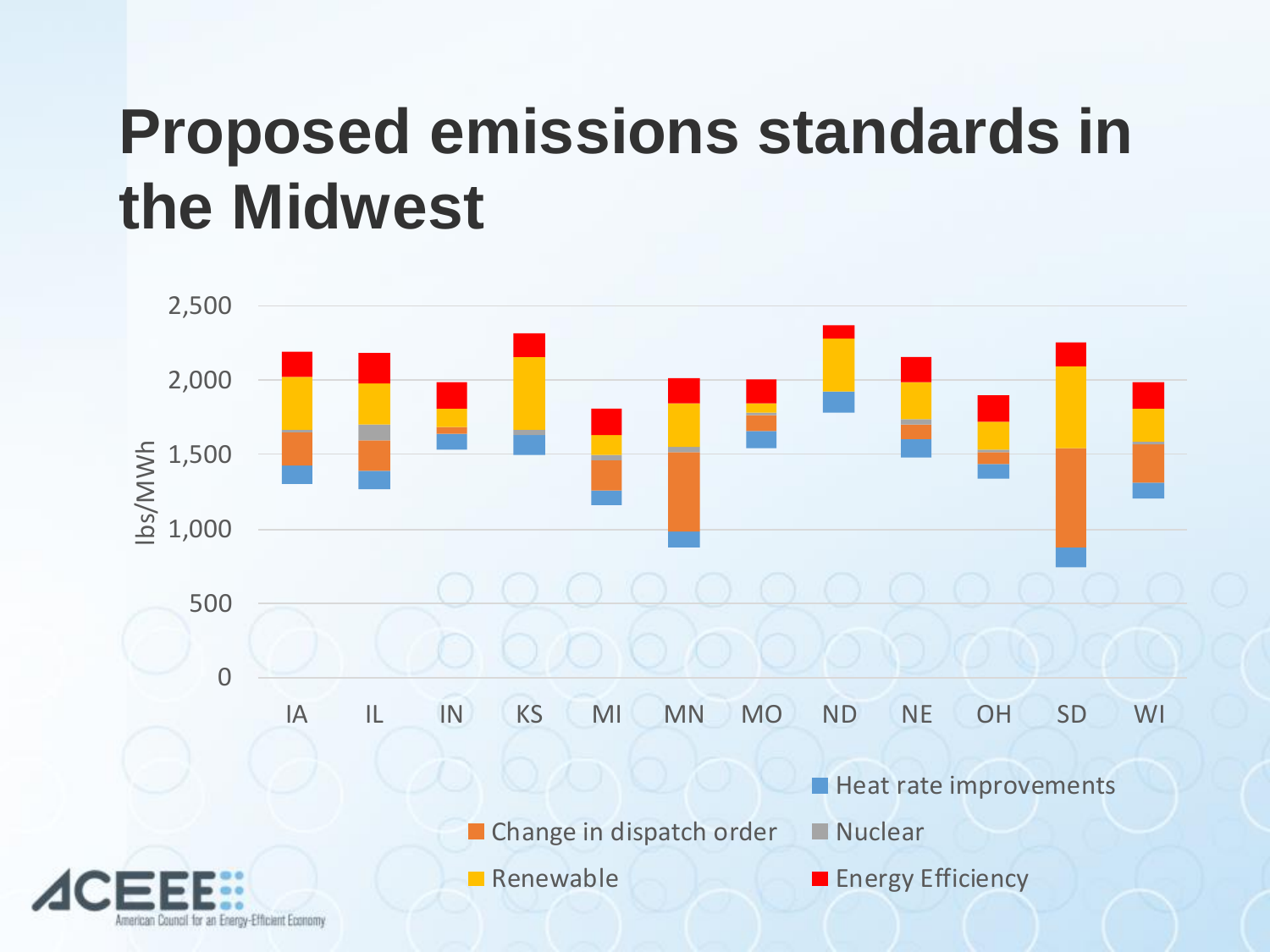# Proposed emissions standards in the Midwest

lbs/MWh

2,500
2,000
1,500
1,000
500
0

IA IL IN KS MI MN MO ND NE OH SD WI

Heat rate improvements
Change in dispatch order
Nuclear
Renewable
Energy Efficiency

ACEEE American Council for an Energy-Efficient Economy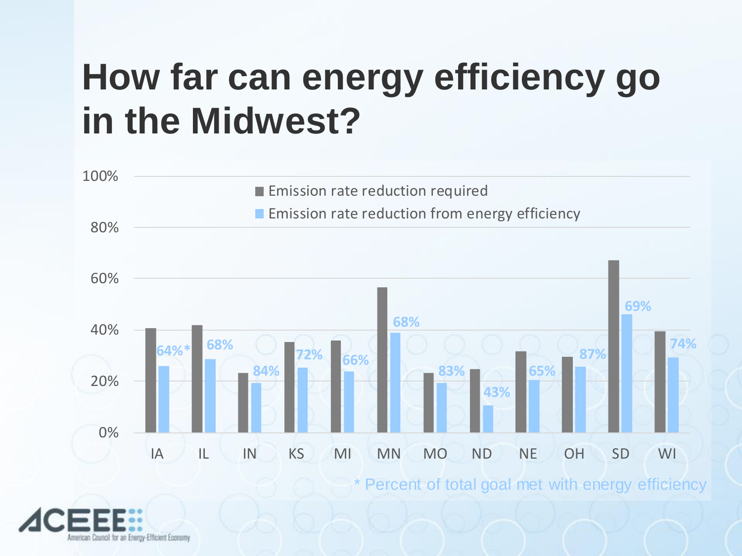# How far can energy efficiency go in the Midwest?

| State | Emission rate reduction required | Emission rate reduction from energy efficiency |
|---|---|---|
| IA | | 64%* |
| IL | | 68% |
| IN | | 84% |
| KS | | 72% |
| MI | | 66% |
| MN | | 68% |
| MO | | 83% |
| ND | | 43% |
| NE | | 65% |
| OH | | 87% |
| SD | | 69% |
| WI | | 74% |

\* Percent of total goal met with energy efficiency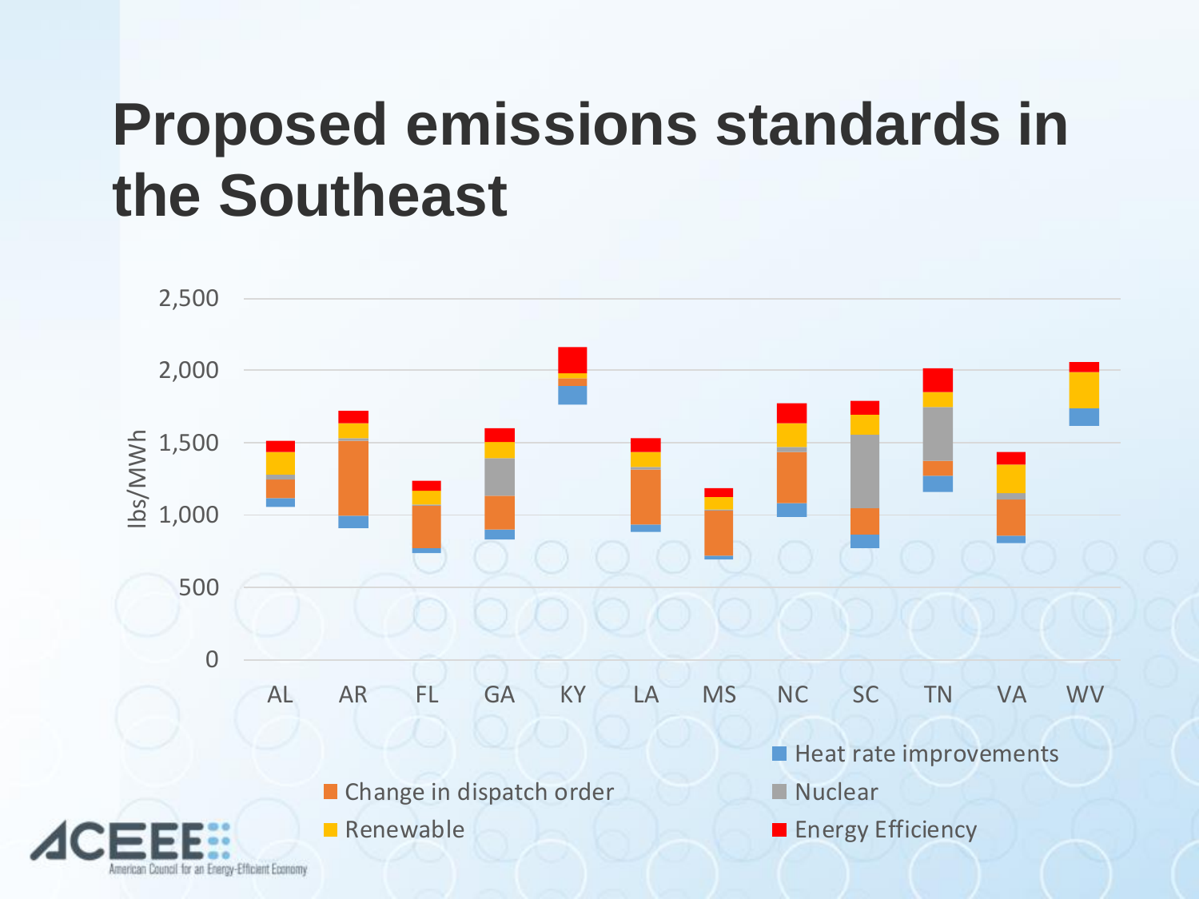# Proposed emissions standards in the Southeast

lbs/MWh

2,500
2,000
1,500
1,000
500
0

AL AR FL GA KY LA MS NC SC TN VA WV

- Heat rate improvements
- Change in dispatch order
- Nuclear
- Renewable
- Energy Efficiency

ACEEE American Council for an Energy-Efficient Economy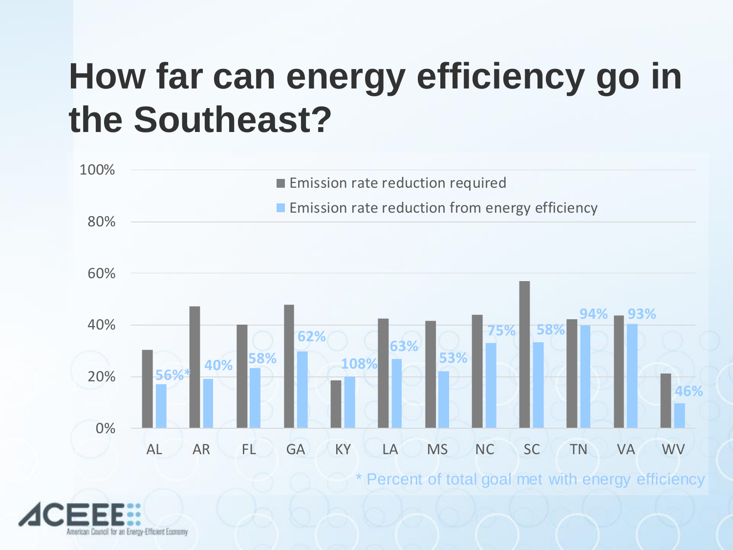# How far can energy efficiency go in the Southeast?

| State | Emission rate reduction required | Emission rate reduction from energy efficiency | Percent of total goal met with energy efficiency* |
|---|---|---|---|
| AL | ~30% | ~17% | 56% |
| AR | ~47% | ~19% | 40% |
| FL | ~40% | ~23% | 58% |
| GA | ~48% | ~30% | 62% |
| KY | ~18% | ~20% | 108% |
| LA | ~42% | ~27% | 63% |
| MS | ~41% | ~22% | 53% |
| NC | ~44% | ~33% | 75% |
| SC | ~57% | ~33% | 58% |
| TN | ~42% | ~40% | 94% |
| VA | ~44% | ~40% | 93% |
| WV | ~21% | ~10% | 46% |

\* Percent of total goal met with energy efficiency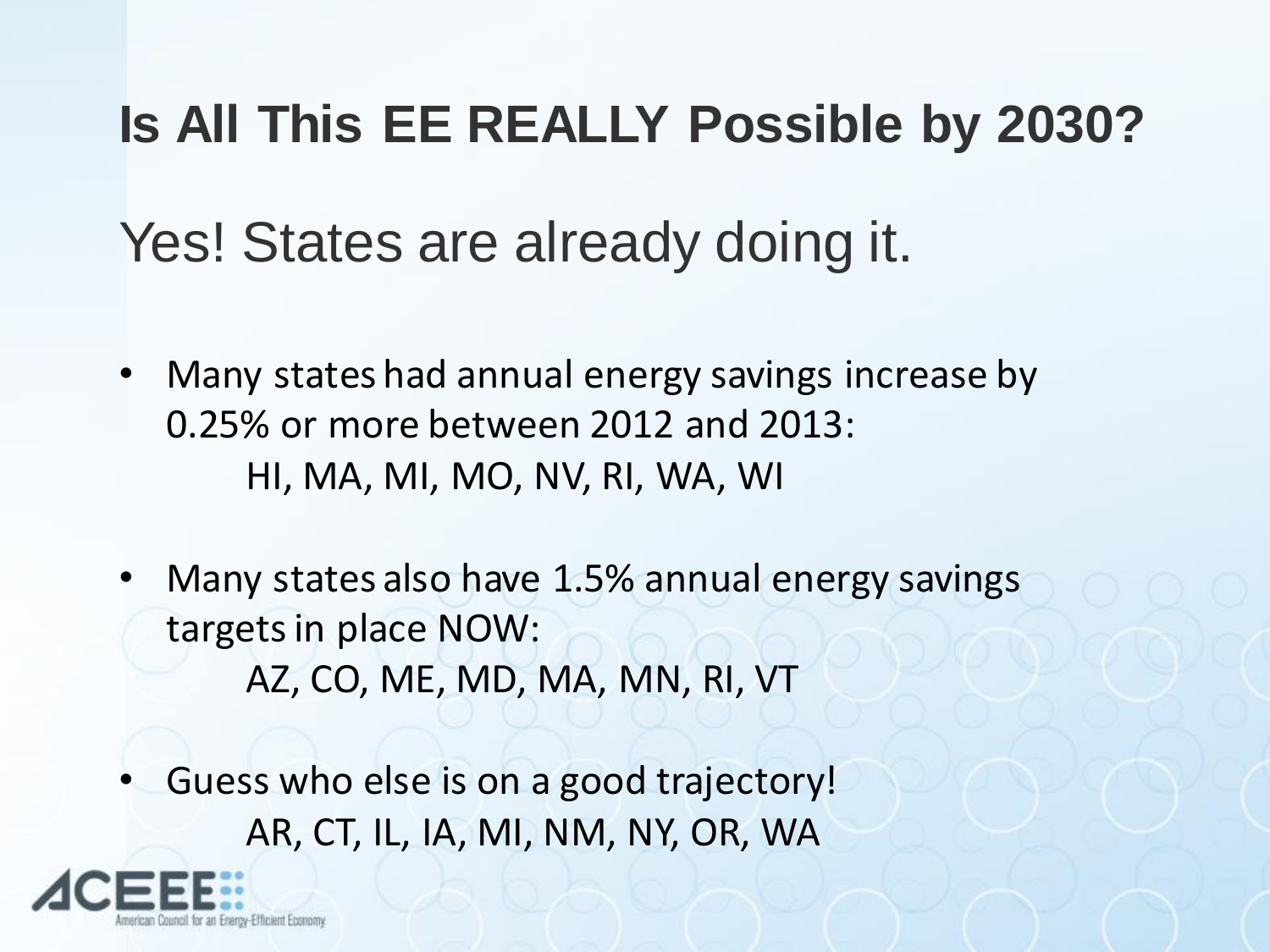# Is All This EE REALLY Possible by 2030?

## Yes! States are already doing it.

- Many states had annual energy savings increase by 0.25% or more between 2012 and 2013:
  HI, MA, MI, MO, NV, RI, WA, WI

- Many states also have 1.5% annual energy savings targets in place NOW:
  AZ, CO, ME, MD, MA, MN, RI, VT

- Guess who else is on a good trajectory!
  AR, CT, IL, IA, MI, NM, NY, OR, WA

ACEEE American Council for an Energy-Efficient Economy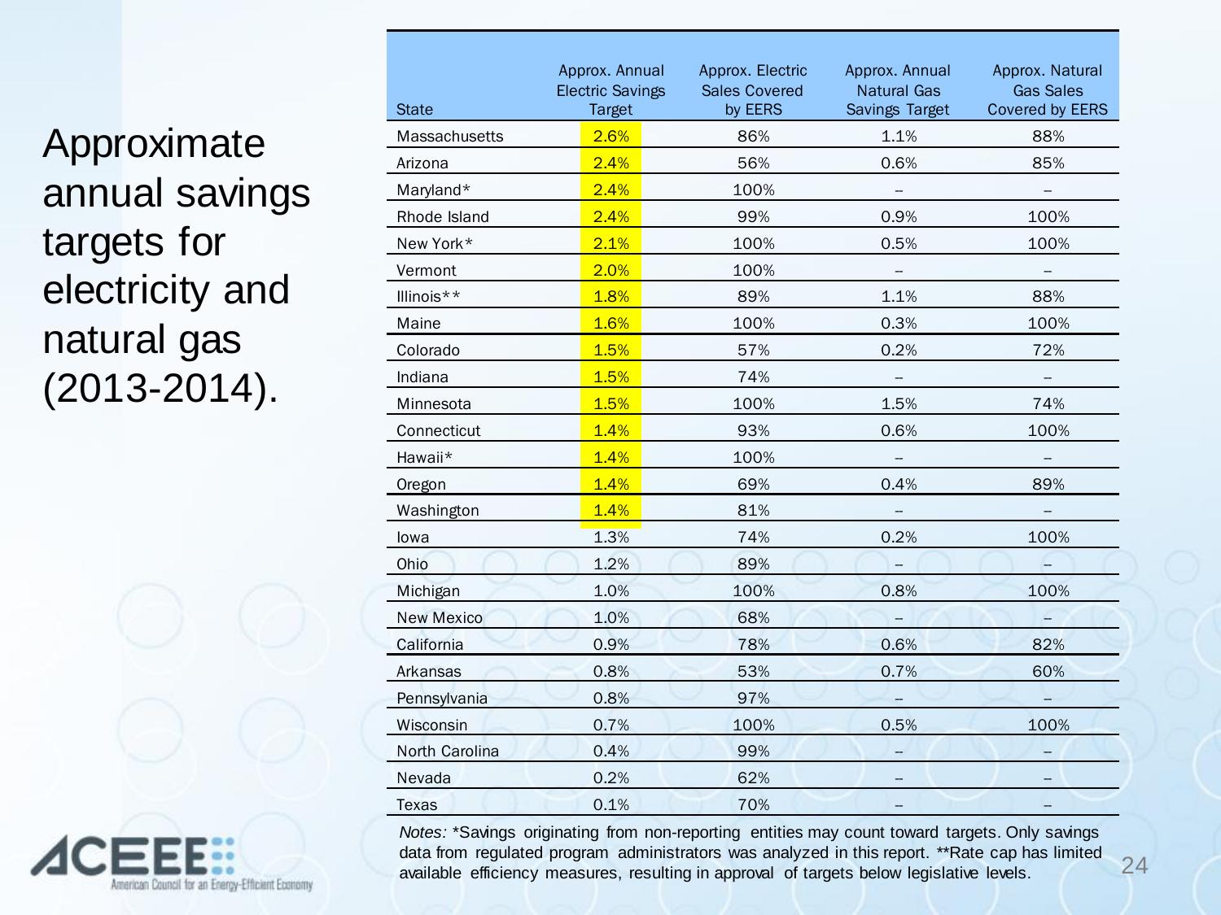# Approximate annual savings targets for electricity and natural gas (2013-2014).

| State | Approx. Annual Electric Savings Target | Approx. Electric Sales Covered by EERS | Approx. Annual Natural Gas Savings Target | Approx. Natural Gas Sales Covered by EERS |
|---|---|---|---|---|
| Massachusetts | 2.6% | 86% | 1.1% | 88% |
| Arizona | 2.4% | 56% | 0.6% | 85% |
| Maryland* | 2.4% | 100% | – | – |
| Rhode Island | 2.4% | 99% | 0.9% | 100% |
| New York* | 2.1% | 100% | 0.5% | 100% |
| Vermont | 2.0% | 100% | – | – |
| Illinois** | 1.8% | 89% | 1.1% | 88% |
| Maine | 1.6% | 100% | 0.3% | 100% |
| Colorado | 1.5% | 57% | 0.2% | 72% |
| Indiana | 1.5% | 74% | – | – |
| Minnesota | 1.5% | 100% | 1.5% | 74% |
| Connecticut | 1.4% | 93% | 0.6% | 100% |
| Hawaii* | 1.4% | 100% | – | – |
| Oregon | 1.4% | 69% | 0.4% | 89% |
| Washington | 1.4% | 81% | – | – |
| Iowa | 1.3% | 74% | 0.2% | 100% |
| Ohio | 1.2% | 89% | – | – |
| Michigan | 1.0% | 100% | 0.8% | 100% |
| New Mexico | 1.0% | 68% | – | – |
| California | 0.9% | 78% | 0.6% | 82% |
| Arkansas | 0.8% | 53% | 0.7% | 60% |
| Pennsylvania | 0.8% | 97% | – | – |
| Wisconsin | 0.7% | 100% | 0.5% | 100% |
| North Carolina | 0.4% | 99% | – | – |
| Nevada | 0.2% | 62% | – | – |
| Texas | 0.1% | 70% | – | – |

*Notes:* *Savings originating from non-reporting entities may count toward targets. Only savings data from regulated program administrators was analyzed in this report. **Rate cap has limited available efficiency measures, resulting in approval of targets below legislative levels.

ACEEE American Council for an Energy-Efficient Economy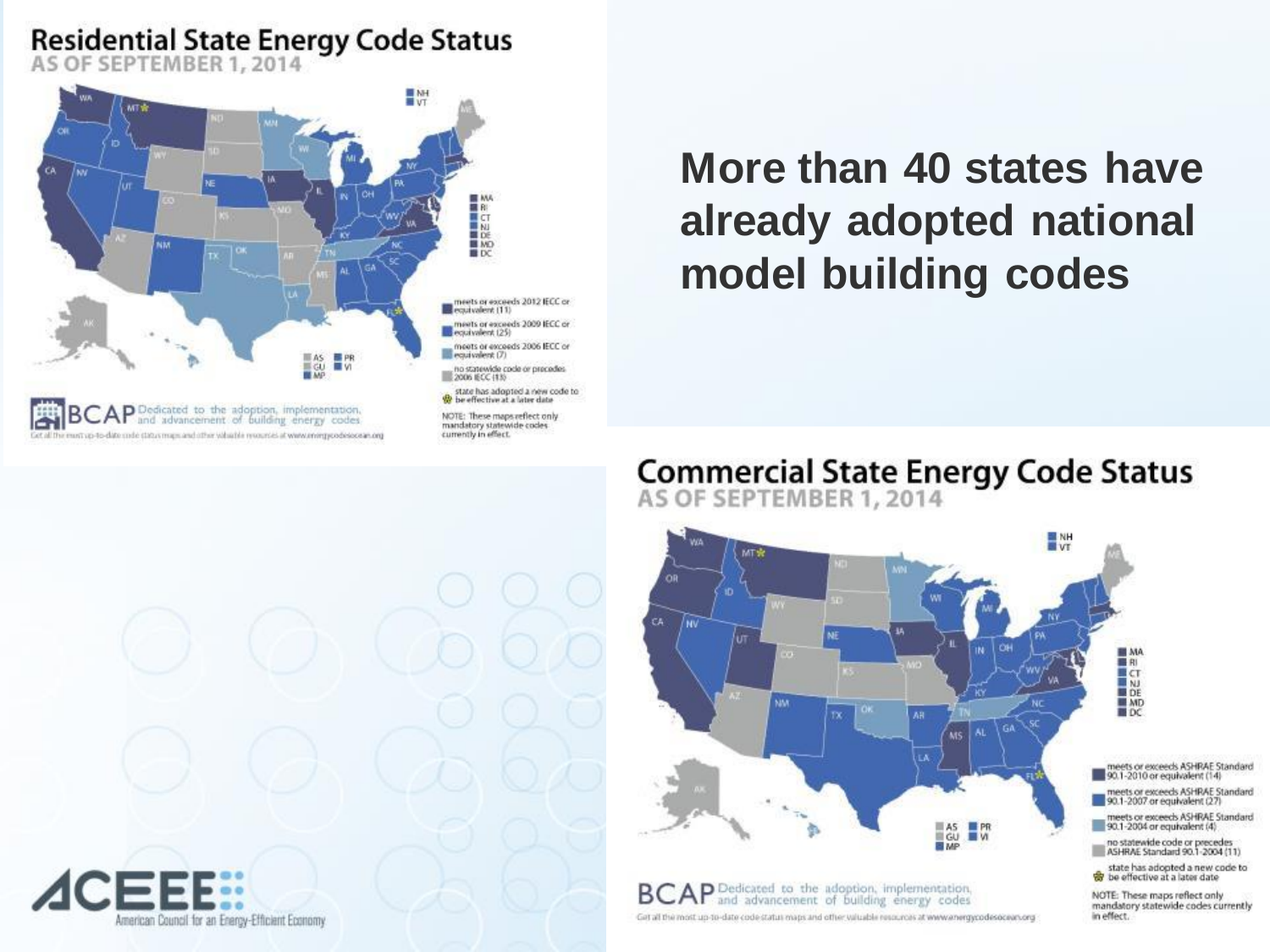## Residential State Energy Code Status

AS OF SEPTEMBER 1, 2014

- meets or exceeds 2012 IECC or equivalent (11)
- meets or exceeds 2009 IECC or equivalent (25)
- meets or exceeds 2006 IECC or equivalent (7)
- no statewide code or precedes 2006 IECC (13)
- state has adopted a new code to be effective at a later date

NOTE: These maps reflect only mandatory statewide codes currently in effect.

BCAP Dedicated to the adoption, implementation, and advancement of building energy codes

Get all the most up-to-date code status maps and other valuable resources at www.energycodesocean.org

# More than 40 states have already adopted national model building codes

## Commercial State Energy Code Status

AS OF SEPTEMBER 1, 2014

- meets or exceeds ASHRAE Standard 90.1-2010 or equivalent (14)
- meets or exceeds ASHRAE Standard 90.1-2007 or equivalent (27)
- meets or exceeds ASHRAE Standard 90.1-2004 or equivalent (4)
- no statewide code or precedes ASHRAE Standard 90.1-2004 (11)
- state has adopted a new code to be effective at a later date

NOTE: These maps reflect only mandatory statewide codes currently in effect.

BCAP Dedicated to the adoption, implementation, and advancement of building energy codes

Get all the most up-to-date code status maps and other valuable resources at www.energycodesocean.org

ACEEE American Council for an Energy-Efficient Economy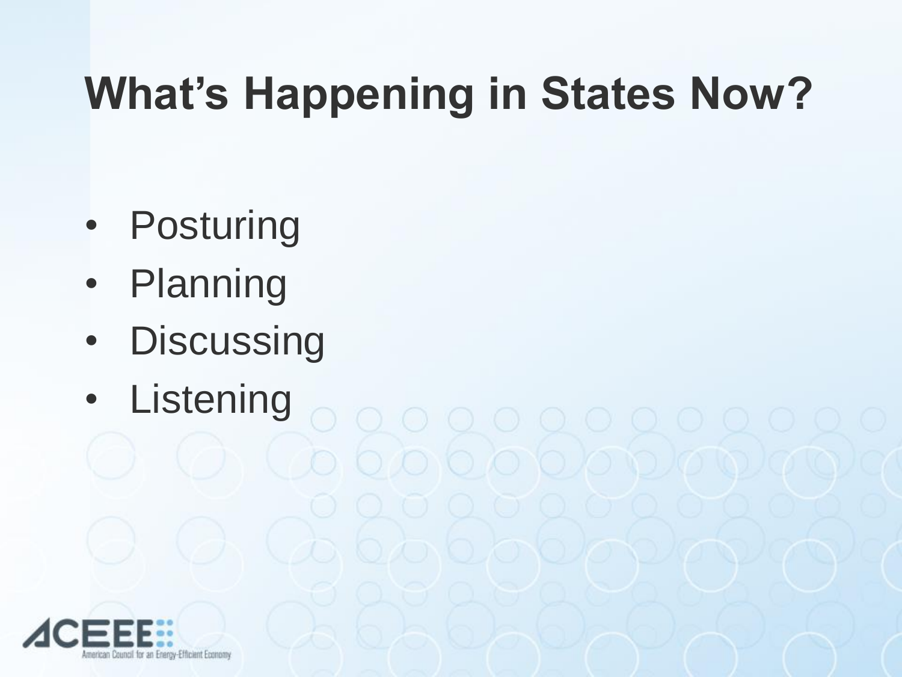# What's Happening in States Now?

- Posturing
- Planning
- Discussing
- Listening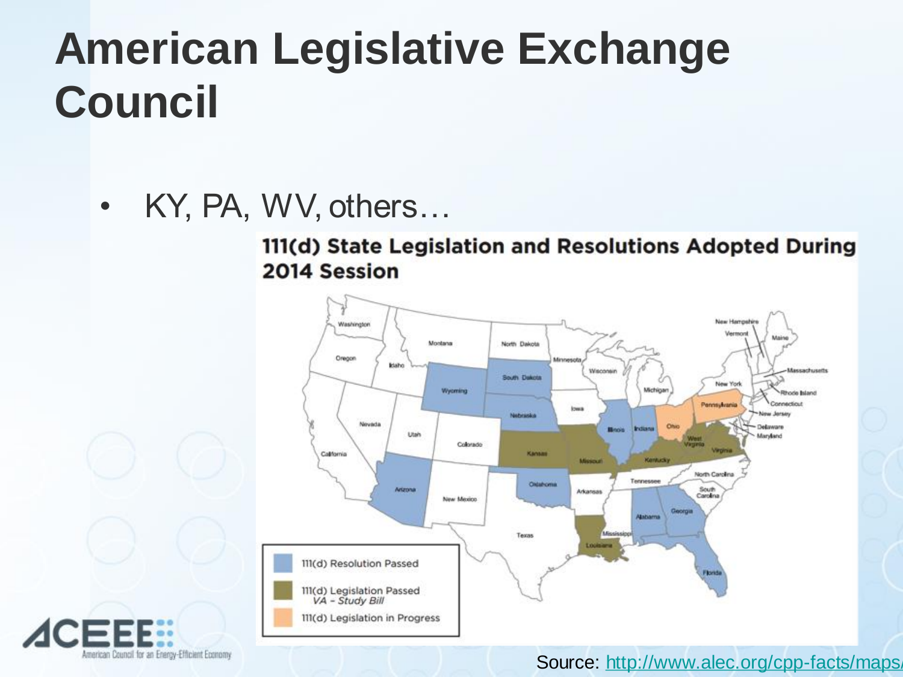# American Legislative Exchange Council

- KY, PA, WV, others…

**111(d) State Legislation and Resolutions Adopted During 2014 Session**

111(d) Resolution Passed

111(d) Legislation Passed
*VA – Study Bill*

111(d) Legislation in Progress

Source: http://www.alec.org/cpp-facts/maps/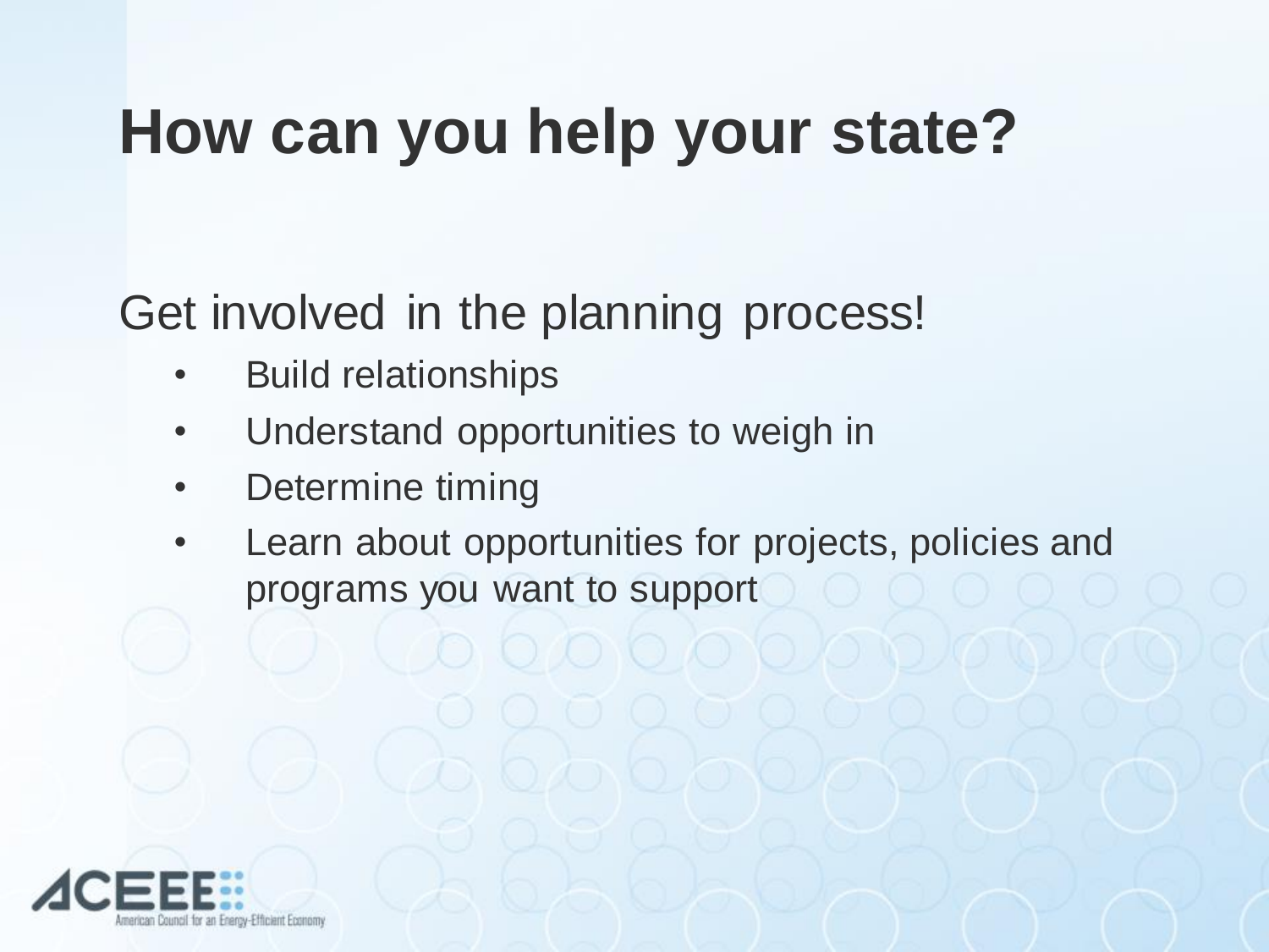# How can you help your state?

Get involved in the planning process!

- Build relationships
- Understand opportunities to weigh in
- Determine timing
- Learn about opportunities for projects, policies and programs you want to support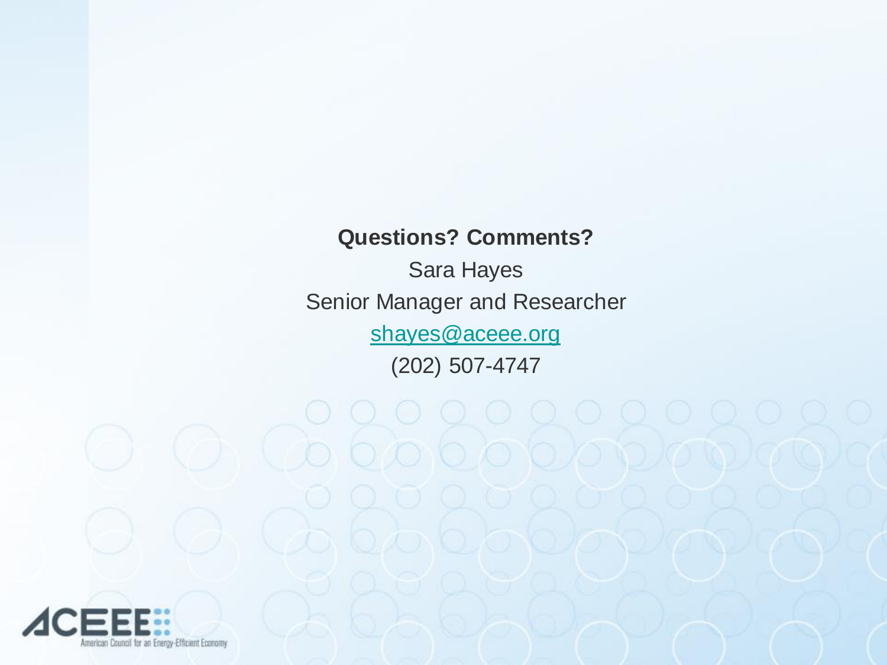**Questions? Comments?**

Sara Hayes

Senior Manager and Researcher

shayes@aceee.org

(202) 507-4747

ACEEE American Council for an Energy-Efficient Economy